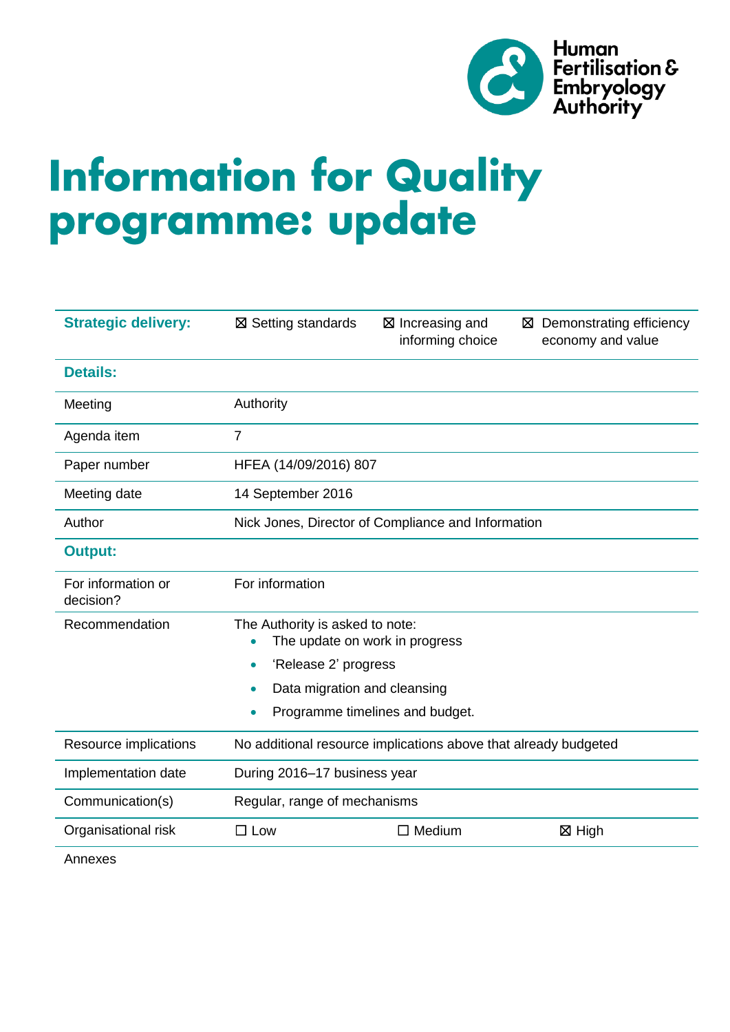Human Fertilisation & Embryology Authority

# Information for Quality programme: update

| **Strategic delivery:** | ☒ Setting standards | ☒ Increasing and informing choice | ☒ Demonstrating efficiency economy and value |
|---|---|---|---|
| **Details:** | | | |
| Meeting | Authority | | |
| Agenda item | 7 | | |
| Paper number | HFEA (14/09/2016) 807 | | |
| Meeting date | 14 September 2016 | | |
| Author | Nick Jones, Director of Compliance and Information | | |
| **Output:** | | | |
| For information or decision? | For information | | |
| Recommendation | The Authority is asked to note:<br>• The update on work in progress<br>• 'Release 2' progress<br>• Data migration and cleansing<br>• Programme timelines and budget. | | |
| Resource implications | No additional resource implications above that already budgeted | | |
| Implementation date | During 2016–17 business year | | |
| Communication(s) | Regular, range of mechanisms | | |
| Organisational risk | ☐ Low | ☐ Medium | ☒ High |
| Annexes | | | |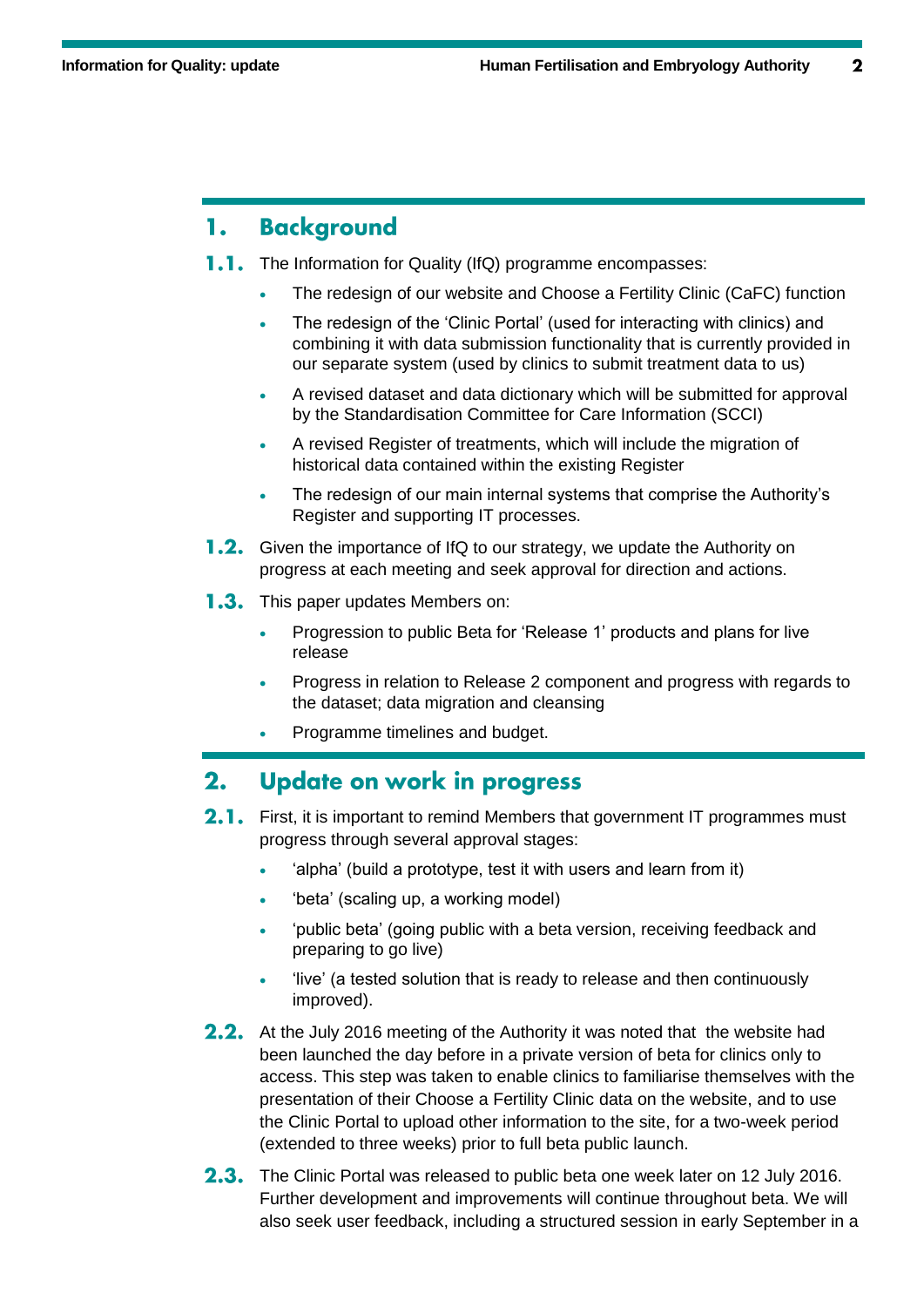## 1. Background

**1.1.** The Information for Quality (IfQ) programme encompasses:

- The redesign of our website and Choose a Fertility Clinic (CaFC) function
- The redesign of the 'Clinic Portal' (used for interacting with clinics) and combining it with data submission functionality that is currently provided in our separate system (used by clinics to submit treatment data to us)
- A revised dataset and data dictionary which will be submitted for approval by the Standardisation Committee for Care Information (SCCI)
- A revised Register of treatments, which will include the migration of historical data contained within the existing Register
- The redesign of our main internal systems that comprise the Authority's Register and supporting IT processes.

**1.2.** Given the importance of IfQ to our strategy, we update the Authority on progress at each meeting and seek approval for direction and actions.

**1.3.** This paper updates Members on:

- Progression to public Beta for 'Release 1' products and plans for live release
- Progress in relation to Release 2 component and progress with regards to the dataset; data migration and cleansing
- Programme timelines and budget.

## 2. Update on work in progress

**2.1.** First, it is important to remind Members that government IT programmes must progress through several approval stages:

- 'alpha' (build a prototype, test it with users and learn from it)
- 'beta' (scaling up, a working model)
- 'public beta' (going public with a beta version, receiving feedback and preparing to go live)
- 'live' (a tested solution that is ready to release and then continuously improved).

**2.2.** At the July 2016 meeting of the Authority it was noted that the website had been launched the day before in a private version of beta for clinics only to access. This step was taken to enable clinics to familiarise themselves with the presentation of their Choose a Fertility Clinic data on the website, and to use the Clinic Portal to upload other information to the site, for a two-week period (extended to three weeks) prior to full beta public launch.

**2.3.** The Clinic Portal was released to public beta one week later on 12 July 2016. Further development and improvements will continue throughout beta. We will also seek user feedback, including a structured session in early September in a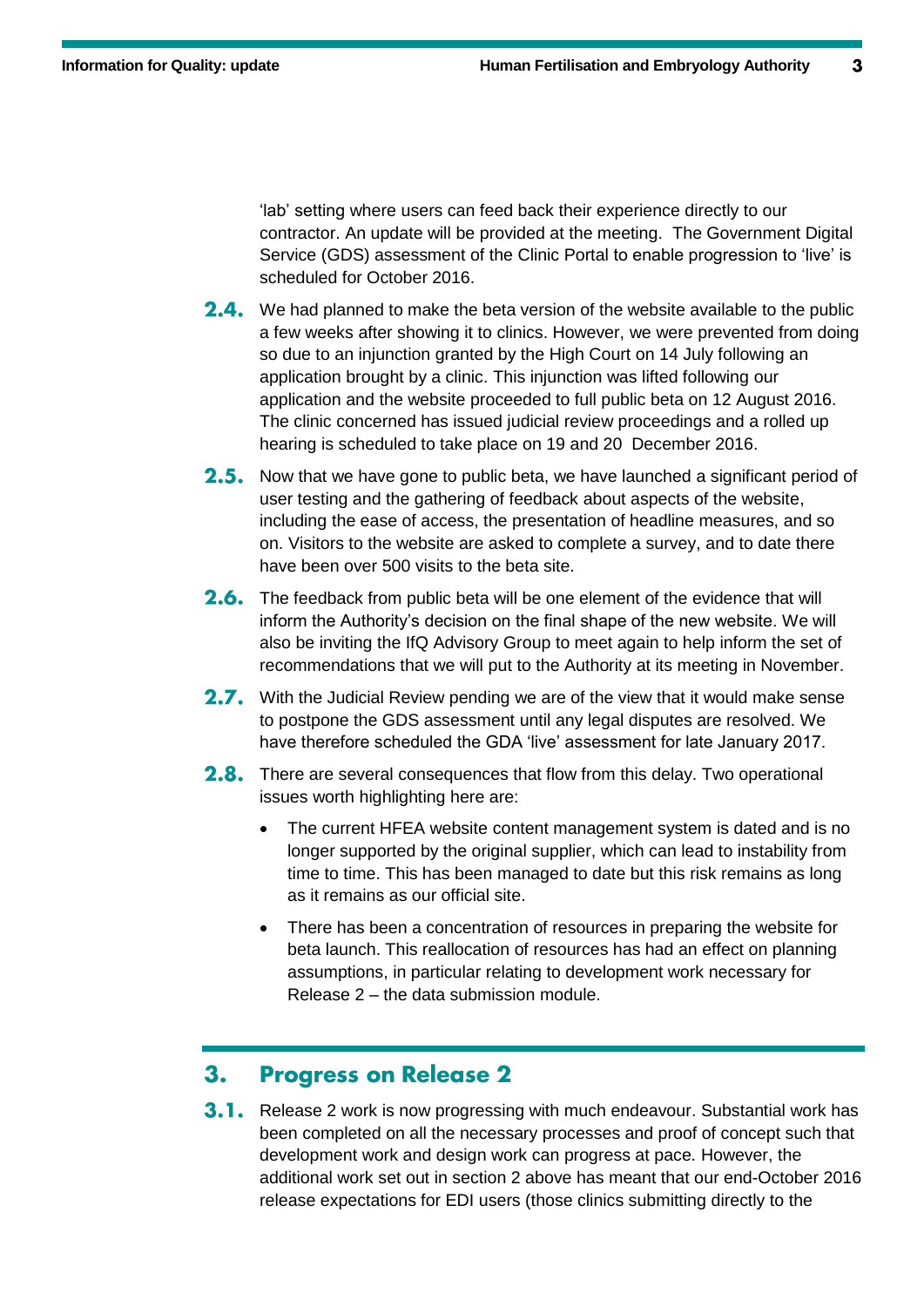'lab' setting where users can feed back their experience directly to our contractor. An update will be provided at the meeting. The Government Digital Service (GDS) assessment of the Clinic Portal to enable progression to 'live' is scheduled for October 2016.

**2.4.** We had planned to make the beta version of the website available to the public a few weeks after showing it to clinics. However, we were prevented from doing so due to an injunction granted by the High Court on 14 July following an application brought by a clinic. This injunction was lifted following our application and the website proceeded to full public beta on 12 August 2016. The clinic concerned has issued judicial review proceedings and a rolled up hearing is scheduled to take place on 19 and 20 December 2016.

**2.5.** Now that we have gone to public beta, we have launched a significant period of user testing and the gathering of feedback about aspects of the website, including the ease of access, the presentation of headline measures, and so on. Visitors to the website are asked to complete a survey, and to date there have been over 500 visits to the beta site.

**2.6.** The feedback from public beta will be one element of the evidence that will inform the Authority's decision on the final shape of the new website. We will also be inviting the IfQ Advisory Group to meet again to help inform the set of recommendations that we will put to the Authority at its meeting in November.

**2.7.** With the Judicial Review pending we are of the view that it would make sense to postpone the GDS assessment until any legal disputes are resolved. We have therefore scheduled the GDA 'live' assessment for late January 2017.

**2.8.** There are several consequences that flow from this delay. Two operational issues worth highlighting here are:

- The current HFEA website content management system is dated and is no longer supported by the original supplier, which can lead to instability from time to time. This has been managed to date but this risk remains as long as it remains as our official site.
- There has been a concentration of resources in preparing the website for beta launch. This reallocation of resources has had an effect on planning assumptions, in particular relating to development work necessary for Release 2 – the data submission module.

## 3. Progress on Release 2

**3.1.** Release 2 work is now progressing with much endeavour. Substantial work has been completed on all the necessary processes and proof of concept such that development work and design work can progress at pace. However, the additional work set out in section 2 above has meant that our end-October 2016 release expectations for EDI users (those clinics submitting directly to the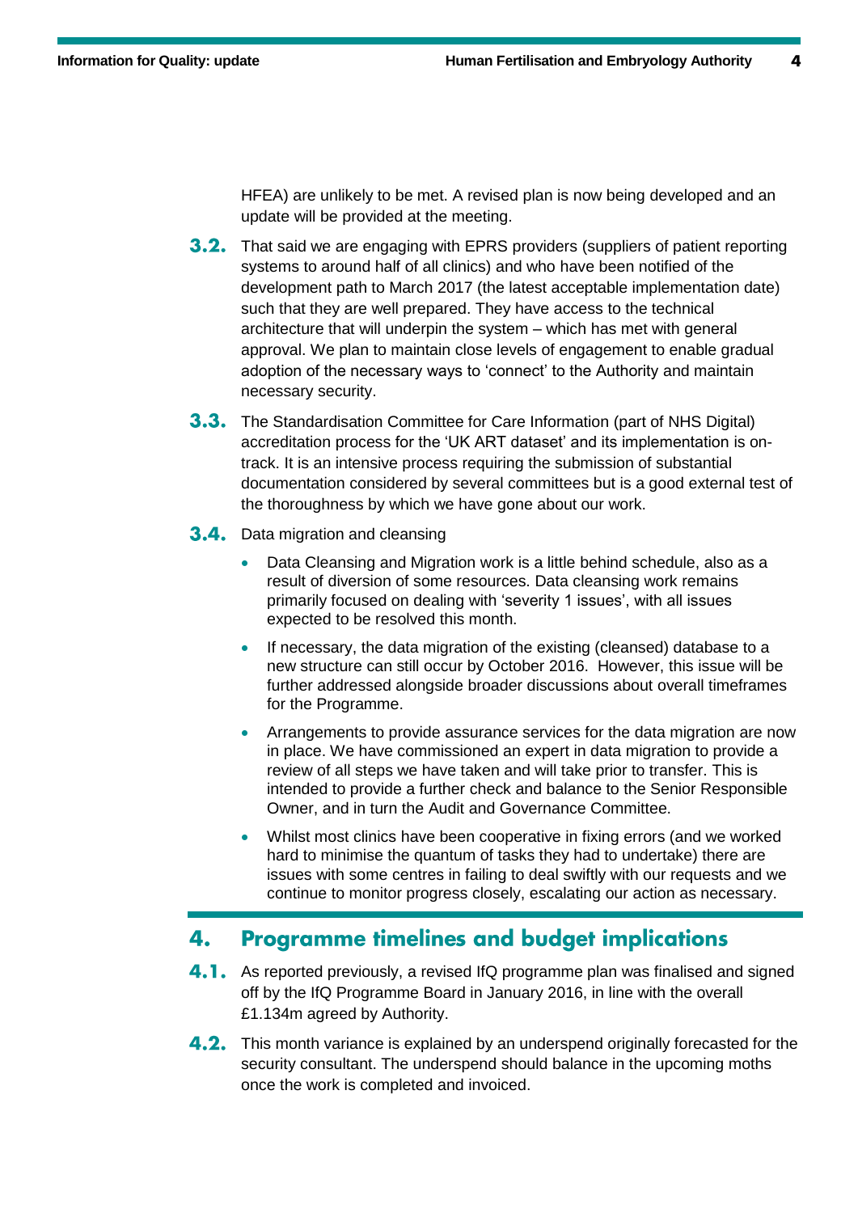HFEA) are unlikely to be met. A revised plan is now being developed and an update will be provided at the meeting.

**3.2.** That said we are engaging with EPRS providers (suppliers of patient reporting systems to around half of all clinics) and who have been notified of the development path to March 2017 (the latest acceptable implementation date) such that they are well prepared. They have access to the technical architecture that will underpin the system – which has met with general approval. We plan to maintain close levels of engagement to enable gradual adoption of the necessary ways to 'connect' to the Authority and maintain necessary security.

**3.3.** The Standardisation Committee for Care Information (part of NHS Digital) accreditation process for the 'UK ART dataset' and its implementation is on-track. It is an intensive process requiring the submission of substantial documentation considered by several committees but is a good external test of the thoroughness by which we have gone about our work.

**3.4.** Data migration and cleansing

- Data Cleansing and Migration work is a little behind schedule, also as a result of diversion of some resources. Data cleansing work remains primarily focused on dealing with 'severity 1 issues', with all issues expected to be resolved this month.
- If necessary, the data migration of the existing (cleansed) database to a new structure can still occur by October 2016. However, this issue will be further addressed alongside broader discussions about overall timeframes for the Programme.
- Arrangements to provide assurance services for the data migration are now in place. We have commissioned an expert in data migration to provide a review of all steps we have taken and will take prior to transfer. This is intended to provide a further check and balance to the Senior Responsible Owner, and in turn the Audit and Governance Committee.
- Whilst most clinics have been cooperative in fixing errors (and we worked hard to minimise the quantum of tasks they had to undertake) there are issues with some centres in failing to deal swiftly with our requests and we continue to monitor progress closely, escalating our action as necessary.

## 4. Programme timelines and budget implications

**4.1.** As reported previously, a revised IfQ programme plan was finalised and signed off by the IfQ Programme Board in January 2016, in line with the overall £1.134m agreed by Authority.

**4.2.** This month variance is explained by an underspend originally forecasted for the security consultant. The underspend should balance in the upcoming moths once the work is completed and invoiced.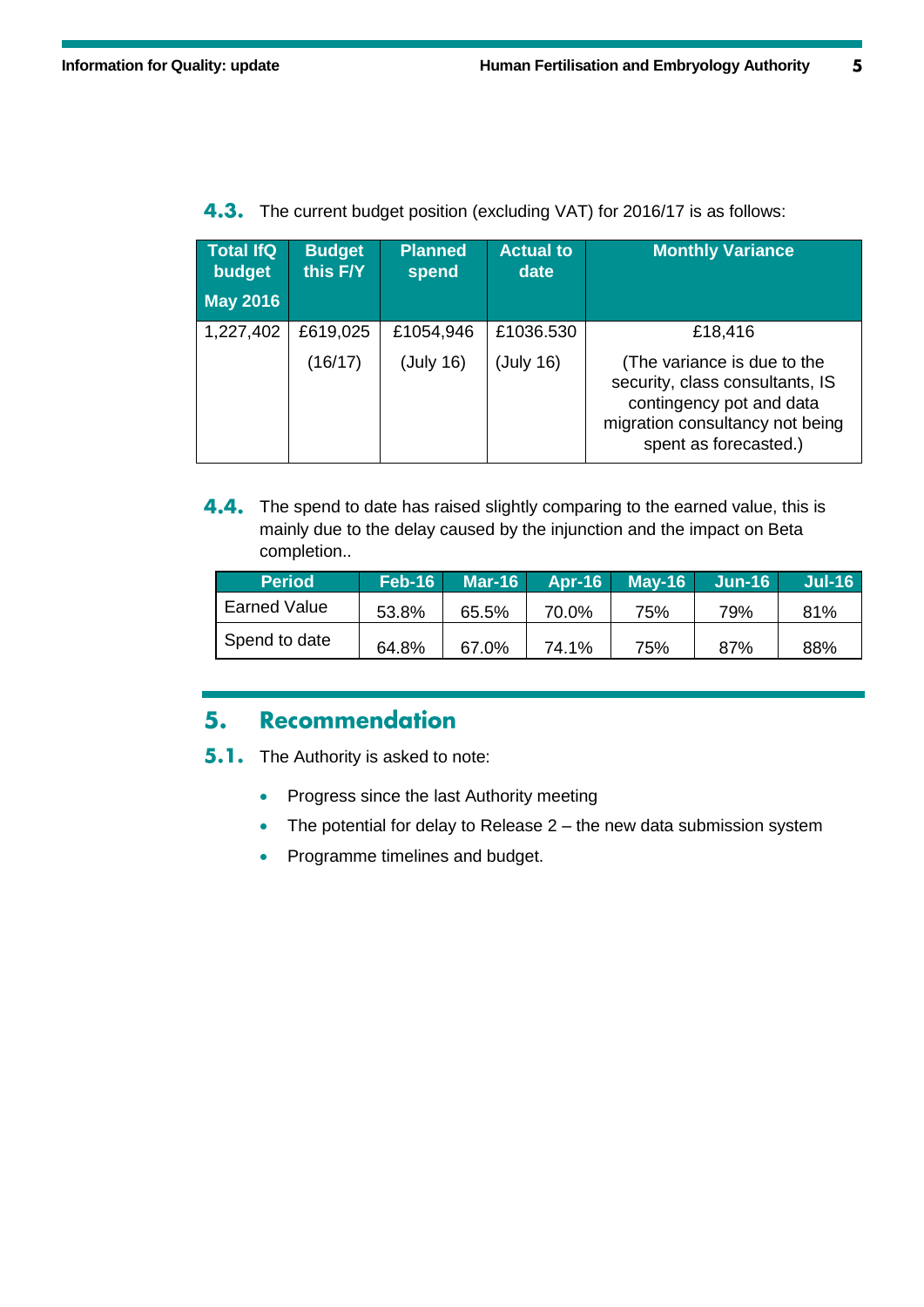**4.3.** The current budget position (excluding VAT) for 2016/17 is as follows:

| Total IfQ budget May 2016 | Budget this F/Y | Planned spend | Actual to date | Monthly Variance |
|---|---|---|---|---|
| 1,227,402 | £619,025 (16/17) | £1054,946 (July 16) | £1036.530 (July 16) | £18,416 (The variance is due to the security, class consultants, IS contingency pot and data migration consultancy not being spent as forecasted.) |

**4.4.** The spend to date has raised slightly comparing to the earned value, this is mainly due to the delay caused by the injunction and the impact on Beta completion..

| Period | Feb-16 | Mar-16 | Apr-16 | May-16 | Jun-16 | Jul-16 |
|---|---|---|---|---|---|---|
| Earned Value | 53.8% | 65.5% | 70.0% | 75% | 79% | 81% |
| Spend to date | 64.8% | 67.0% | 74.1% | 75% | 87% | 88% |

## 5. Recommendation

**5.1.** The Authority is asked to note:

- Progress since the last Authority meeting
- The potential for delay to Release 2 – the new data submission system
- Programme timelines and budget.